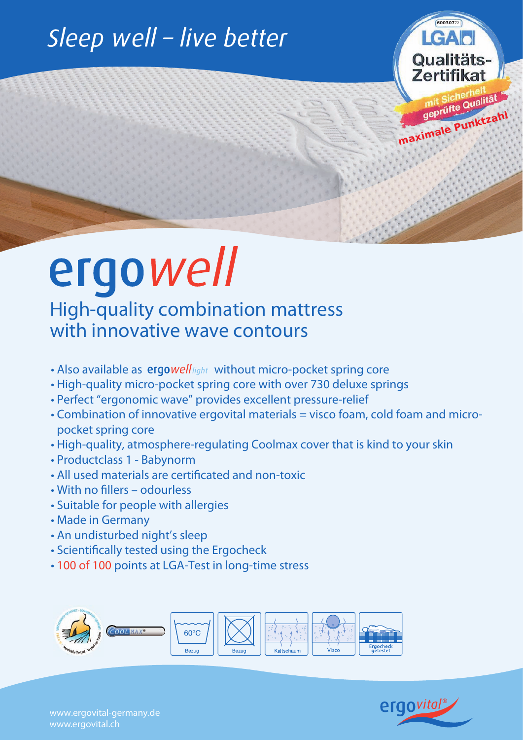# Sleep well – live better

60030772
LGA
Qualitäts-Zertifikat
mit Sicherheit geprüfte Qualität
maximale Punktzahl

# ergo*well*

## High-quality combination mattress with innovative wave contours

- Also available as **ergo***well* *light* without micro-pocket spring core
- High-quality micro-pocket spring core with over 730 deluxe springs
- Perfect "ergonomic wave" provides excellent pressure-relief
- Combination of innovative ergovital materials = visco foam, cold foam and micro-pocket spring core
- High-quality, atmosphere-regulating Coolmax cover that is kind to your skin
- Productclass 1 - Babynorm
- All used materials are certificated and non-toxic
- With no fillers – odourless
- Suitable for people with allergies
- Made in Germany
- An undisturbed night's sleep
- Scientifically tested using the Ergocheck
- 100 of 100 points at LGA-Test in long-time stress

Medically Tested · COOLMAX® · 60°C Bezug · Bezug · Kaltschaum · Visco · Ergocheck getestet

www.ergovital-germany.de
www.ergovital.ch

ergo*vital*®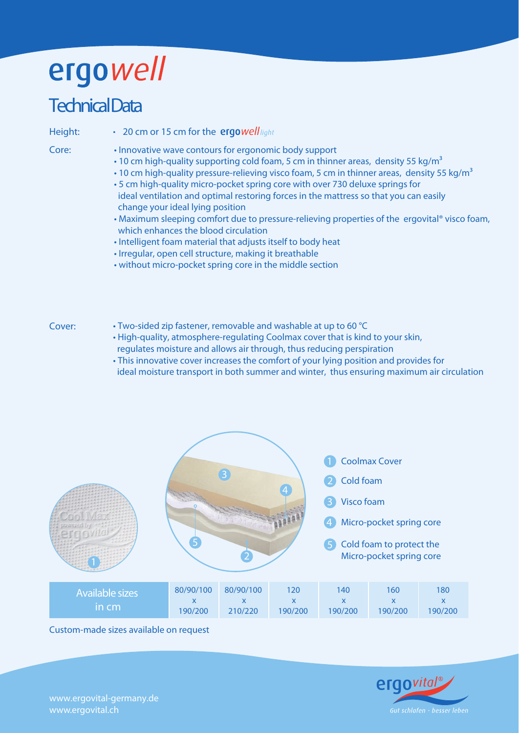# ergo*well*

## Technical Data

Height:

- 20 cm or 15 cm for the ergo*well* *light*

Core:

- Innovative wave contours for ergonomic body support
- 10 cm high-quality supporting cold foam, 5 cm in thinner areas, density 55 kg/m³
- 10 cm high-quality pressure-relieving visco foam, 5 cm in thinner areas, density 55 kg/m³
- 5 cm high-quality micro-pocket spring core with over 730 deluxe springs for ideal ventilation and optimal restoring forces in the mattress so that you can easily change your ideal lying position
- Maximum sleeping comfort due to pressure-relieving properties of the ergovital® visco foam, which enhances the blood circulation
- Intelligent foam material that adjusts itself to body heat
- Irregular, open cell structure, making it breathable
- without micro-pocket spring core in the middle section

Cover:

- Two-sided zip fastener, removable and washable at up to 60 °C
- High-quality, atmosphere-regulating Coolmax cover that is kind to your skin, regulates moisture and allows air through, thus reducing perspiration
- This innovative cover increases the comfort of your lying position and provides for ideal moisture transport in both summer and winter, thus ensuring maximum air circulation

1. Coolmax Cover
2. Cold foam
3. Visco foam
4. Micro-pocket spring core
5. Cold foam to protect the Micro-pocket spring core

| Available sizes in cm | 80/90/100 x 190/200 | 80/90/100 x 210/220 | 120 x 190/200 | 140 x 190/200 | 160 x 190/200 | 180 x 190/200 |
|---|---|---|---|---|---|---|

Custom-made sizes available on request

www.ergovital-germany.de
www.ergovital.ch

ergovital® Gut schlafen · besser leben